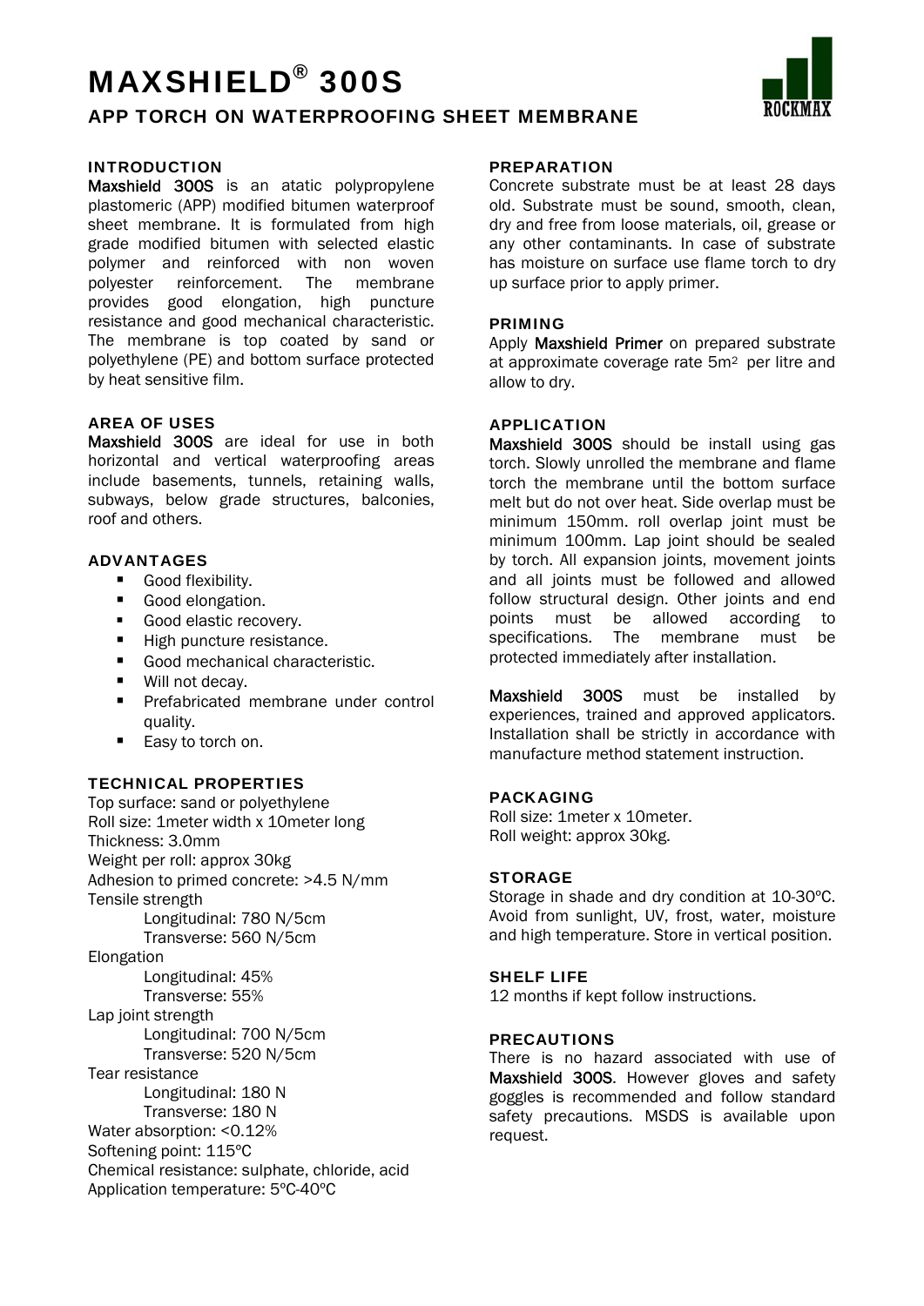# MAXSHIELD® 300S

## APP TORCH ON WATERPROOFING SHEET MEMBRANE

### INTRODUCTION

**Maxshield 300S** is an atatic polypropylene plastomeric (APP) modified bitumen waterproof sheet membrane. It is formulated from high grade modified bitumen with selected elastic polymer and reinforced with non woven polyester reinforcement. The membrane provides good elongation, high puncture resistance and good mechanical characteristic. The membrane is top coated by sand or polyethylene (PE) and bottom surface protected by heat sensitive film.

### AREA OF USES

**Maxshield 300S** are ideal for use in both horizontal and vertical waterproofing areas include basements, tunnels, retaining walls, subways, below grade structures, balconies, roof and others.

### ADVANTAGES

- Good flexibility.
- Good elongation.
- Good elastic recovery.
- High puncture resistance.
- Good mechanical characteristic.
- Will not decay.
- Prefabricated membrane under control quality.
- Easy to torch on.

### TECHNICAL PROPERTIES

Top surface: sand or polyethylene
Roll size: 1meter width x 10meter long
Thickness: 3.0mm
Weight per roll: approx 30kg
Adhesion to primed concrete: >4.5 N/mm
Tensile strength
  Longitudinal: 780 N/5cm
  Transverse: 560 N/5cm
Elongation
  Longitudinal: 45%
  Transverse: 55%
Lap joint strength
  Longitudinal: 700 N/5cm
  Transverse: 520 N/5cm
Tear resistance
  Longitudinal: 180 N
  Transverse: 180 N
Water absorption: <0.12%
Softening point: 115ºC
Chemical resistance: sulphate, chloride, acid
Application temperature: 5ºC-40ºC

### PREPARATION

Concrete substrate must be at least 28 days old. Substrate must be sound, smooth, clean, dry and free from loose materials, oil, grease or any other contaminants. In case of substrate has moisture on surface use flame torch to dry up surface prior to apply primer.

### PRIMING

Apply **Maxshield Primer** on prepared substrate at approximate coverage rate 5m² per litre and allow to dry.

### APPLICATION

**Maxshield 300S** should be install using gas torch. Slowly unrolled the membrane and flame torch the membrane until the bottom surface melt but do not over heat. Side overlap must be minimum 150mm. roll overlap joint must be minimum 100mm. Lap joint should be sealed by torch. All expansion joints, movement joints and all joints must be followed and allowed follow structural design. Other joints and end points must be allowed according to specifications. The membrane must be protected immediately after installation.

**Maxshield 300S** must be installed by experiences, trained and approved applicators. Installation shall be strictly in accordance with manufacture method statement instruction.

### PACKAGING

Roll size: 1meter x 10meter.
Roll weight: approx 30kg.

### STORAGE

Storage in shade and dry condition at 10-30ºC. Avoid from sunlight, UV, frost, water, moisture and high temperature. Store in vertical position.

### SHELF LIFE

12 months if kept follow instructions.

### PRECAUTIONS

There is no hazard associated with use of **Maxshield 300S**. However gloves and safety goggles is recommended and follow standard safety precautions. MSDS is available upon request.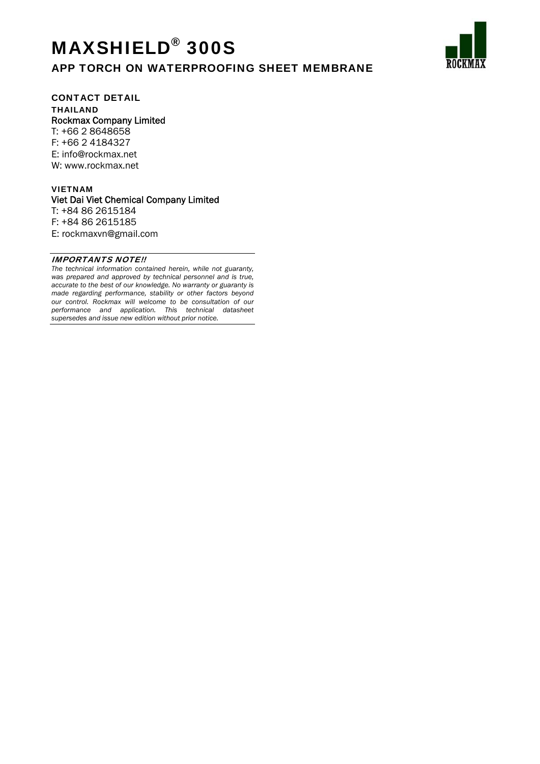# MAXSHIELD® 300S

## APP TORCH ON WATERPROOFING SHEET MEMBRANE

### CONTACT DETAIL

**THAILAND**

Rockmax Company Limited

T: +66 2 8648658

F: +66 2 4184327

E: info@rockmax.net

W: www.rockmax.net

**VIETNAM**

Viet Dai Viet Chemical Company Limited

T: +84 86 2615184

F: +84 86 2615185

E: rockmaxvn@gmail.com

***IMPORTANTS NOTE!!***

*The technical information contained herein, while not guaranty, was prepared and approved by technical personnel and is true, accurate to the best of our knowledge. No warranty or guaranty is made regarding performance, stability or other factors beyond our control. Rockmax will welcome to be consultation of our performance and application. This technical datasheet supersedes and issue new edition without prior notice.*